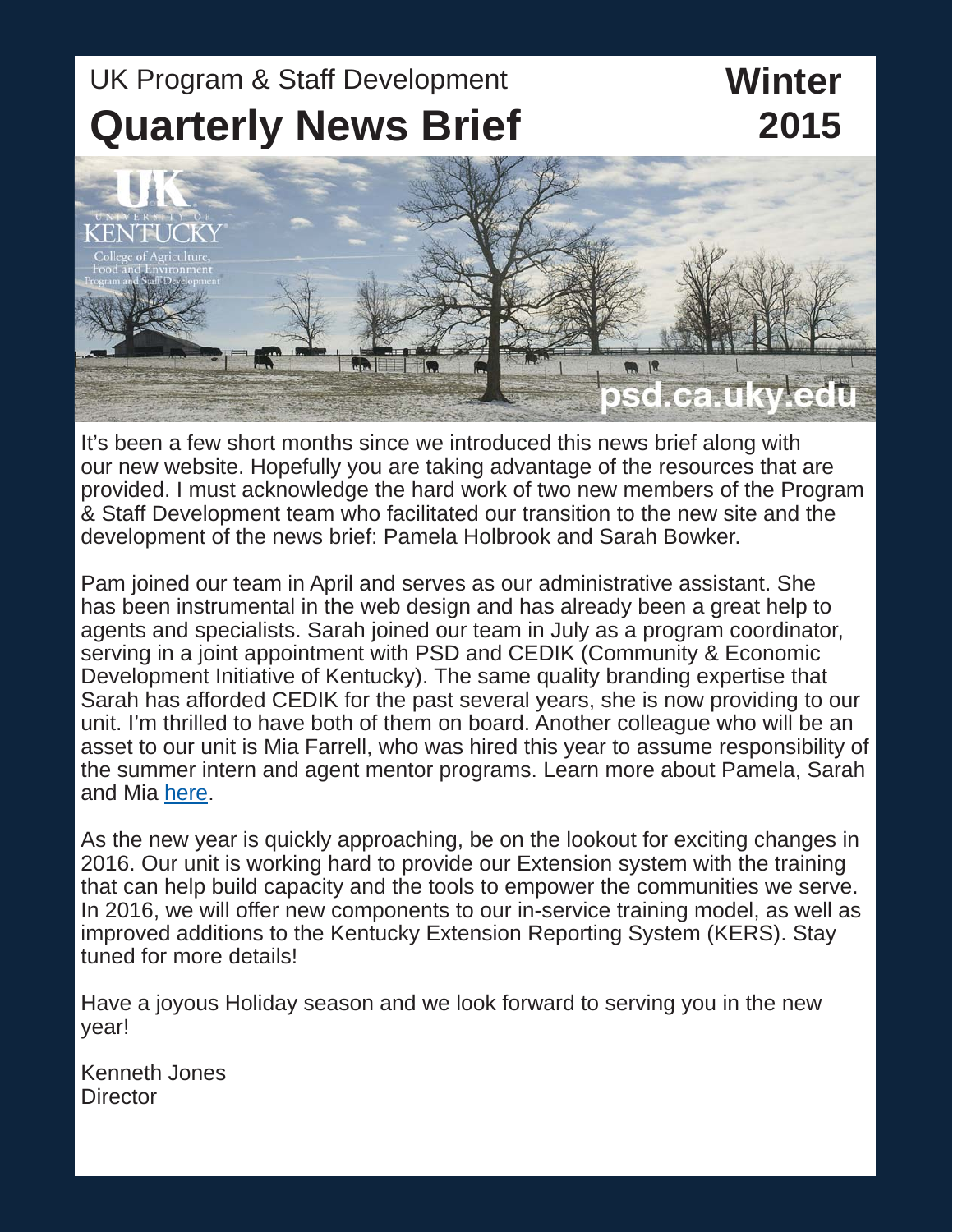UK Program & Staff Development

# Quarterly News Brief

**Winter 2015**

psd.ca.uky.edu

It's been a few short months since we introduced this news brief along with our new website. Hopefully you are taking advantage of the resources that are provided. I must acknowledge the hard work of two new members of the Program & Staff Development team who facilitated our transition to the new site and the development of the news brief: Pamela Holbrook and Sarah Bowker.

Pam joined our team in April and serves as our administrative assistant. She has been instrumental in the web design and has already been a great help to agents and specialists. Sarah joined our team in July as a program coordinator, serving in a joint appointment with PSD and CEDIK (Community & Economic Development Initiative of Kentucky). The same quality branding expertise that Sarah has afforded CEDIK for the past several years, she is now providing to our unit. I'm thrilled to have both of them on board. Another colleague who will be an asset to our unit is Mia Farrell, who was hired this year to assume responsibility of the summer intern and agent mentor programs. Learn more about Pamela, Sarah and Mia here.

As the new year is quickly approaching, be on the lookout for exciting changes in 2016. Our unit is working hard to provide our Extension system with the training that can help build capacity and the tools to empower the communities we serve. In 2016, we will offer new components to our in-service training model, as well as improved additions to the Kentucky Extension Reporting System (KERS). Stay tuned for more details!

Have a joyous Holiday season and we look forward to serving you in the new year!

Kenneth Jones
Director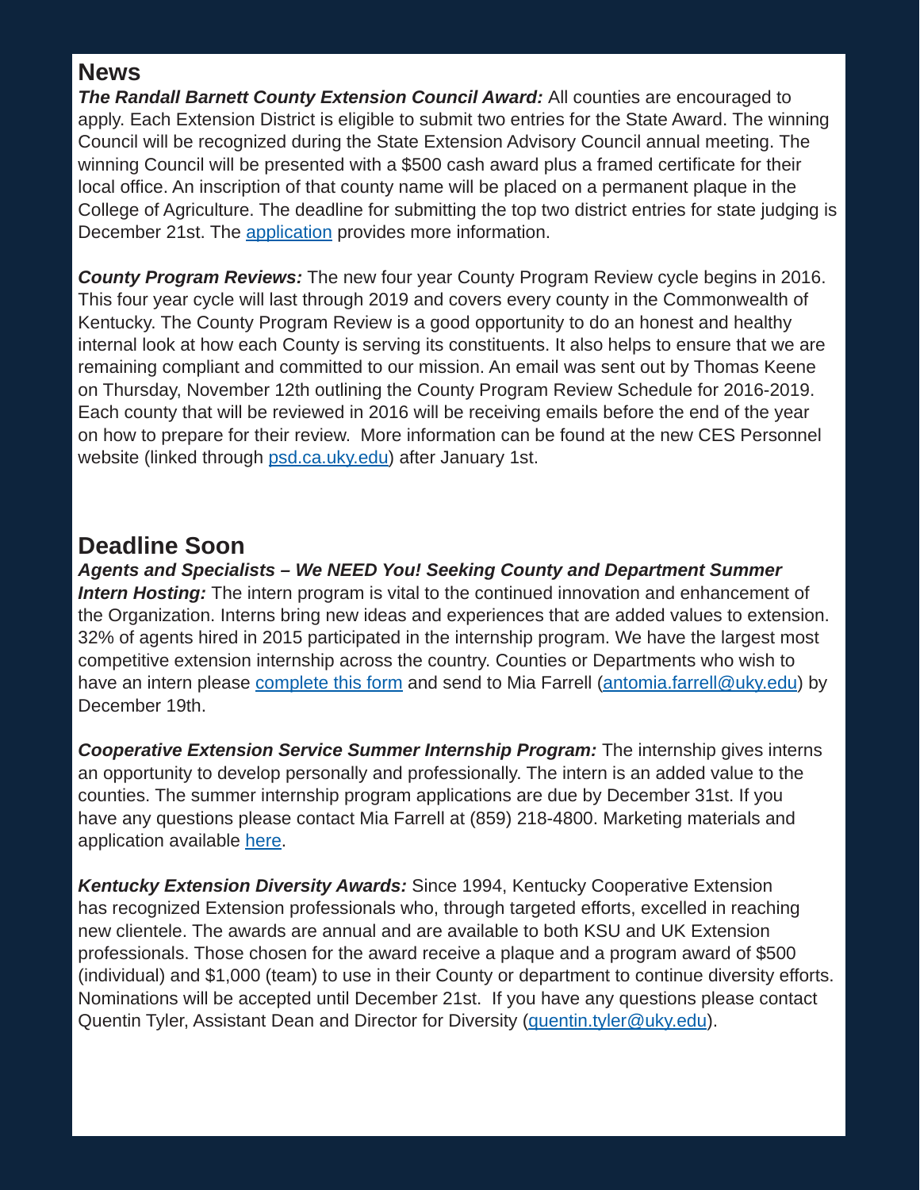## News

***The Randall Barnett County Extension Council Award:*** All counties are encouraged to apply. Each Extension District is eligible to submit two entries for the State Award. The winning Council will be recognized during the State Extension Advisory Council annual meeting. The winning Council will be presented with a $500 cash award plus a framed certificate for their local office. An inscription of that county name will be placed on a permanent plaque in the College of Agriculture. The deadline for submitting the top two district entries for state judging is December 21st. The application provides more information.

***County Program Reviews:*** The new four year County Program Review cycle begins in 2016. This four year cycle will last through 2019 and covers every county in the Commonwealth of Kentucky. The County Program Review is a good opportunity to do an honest and healthy internal look at how each County is serving its constituents. It also helps to ensure that we are remaining compliant and committed to our mission. An email was sent out by Thomas Keene on Thursday, November 12th outlining the County Program Review Schedule for 2016-2019. Each county that will be reviewed in 2016 will be receiving emails before the end of the year on how to prepare for their review. More information can be found at the new CES Personnel website (linked through psd.ca.uky.edu) after January 1st.

## Deadline Soon

***Agents and Specialists – We NEED You! Seeking County and Department Summer Intern Hosting:*** The intern program is vital to the continued innovation and enhancement of the Organization. Interns bring new ideas and experiences that are added values to extension. 32% of agents hired in 2015 participated in the internship program. We have the largest most competitive extension internship across the country. Counties or Departments who wish to have an intern please complete this form and send to Mia Farrell (antomia.farrell@uky.edu) by December 19th.

***Cooperative Extension Service Summer Internship Program:*** The internship gives interns an opportunity to develop personally and professionally. The intern is an added value to the counties. The summer internship program applications are due by December 31st. If you have any questions please contact Mia Farrell at (859) 218-4800. Marketing materials and application available here.

***Kentucky Extension Diversity Awards:*** Since 1994, Kentucky Cooperative Extension has recognized Extension professionals who, through targeted efforts, excelled in reaching new clientele. The awards are annual and are available to both KSU and UK Extension professionals. Those chosen for the award receive a plaque and a program award of $500 (individual) and $1,000 (team) to use in their County or department to continue diversity efforts. Nominations will be accepted until December 21st. If you have any questions please contact Quentin Tyler, Assistant Dean and Director for Diversity (quentin.tyler@uky.edu).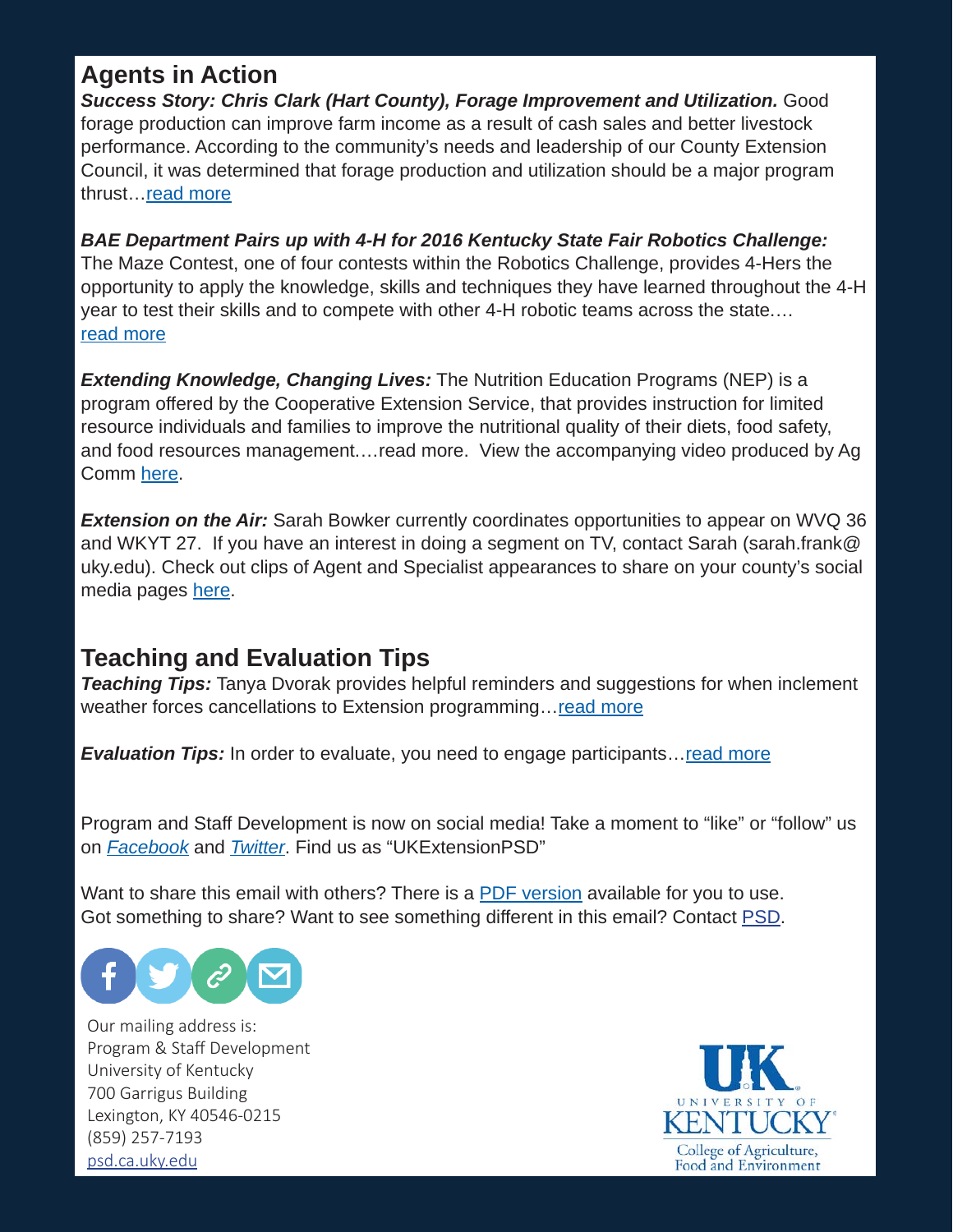## Agents in Action

***Success Story: Chris Clark (Hart County), Forage Improvement and Utilization.*** Good forage production can improve farm income as a result of cash sales and better livestock performance. According to the community's needs and leadership of our County Extension Council, it was determined that forage production and utilization should be a major program thrust…read more

***BAE Department Pairs up with 4-H for 2016 Kentucky State Fair Robotics Challenge:*** The Maze Contest, one of four contests within the Robotics Challenge, provides 4-Hers the opportunity to apply the knowledge, skills and techniques they have learned throughout the 4-H year to test their skills and to compete with other 4-H robotic teams across the state.… read more

***Extending Knowledge, Changing Lives:*** The Nutrition Education Programs (NEP) is a program offered by the Cooperative Extension Service, that provides instruction for limited resource individuals and families to improve the nutritional quality of their diets, food safety, and food resources management.…read more. View the accompanying video produced by Ag Comm here.

***Extension on the Air:*** Sarah Bowker currently coordinates opportunities to appear on WVQ 36 and WKYT 27. If you have an interest in doing a segment on TV, contact Sarah (sarah.frank@uky.edu). Check out clips of Agent and Specialist appearances to share on your county's social media pages here.

## Teaching and Evaluation Tips

***Teaching Tips:*** Tanya Dvorak provides helpful reminders and suggestions for when inclement weather forces cancellations to Extension programming…read more

***Evaluation Tips:*** In order to evaluate, you need to engage participants…read more

Program and Staff Development is now on social media! Take a moment to "like" or "follow" us on *Facebook* and *Twitter*. Find us as "UKExtensionPSD"

Want to share this email with others? There is a PDF version available for you to use.
Got something to share? Want to see something different in this email? Contact PSD.

Our mailing address is:
Program & Staff Development
University of Kentucky
700 Garrigus Building
Lexington, KY 40546-0215
(859) 257-7193
psd.ca.uky.edu

UK University of Kentucky
College of Agriculture, Food and Environment